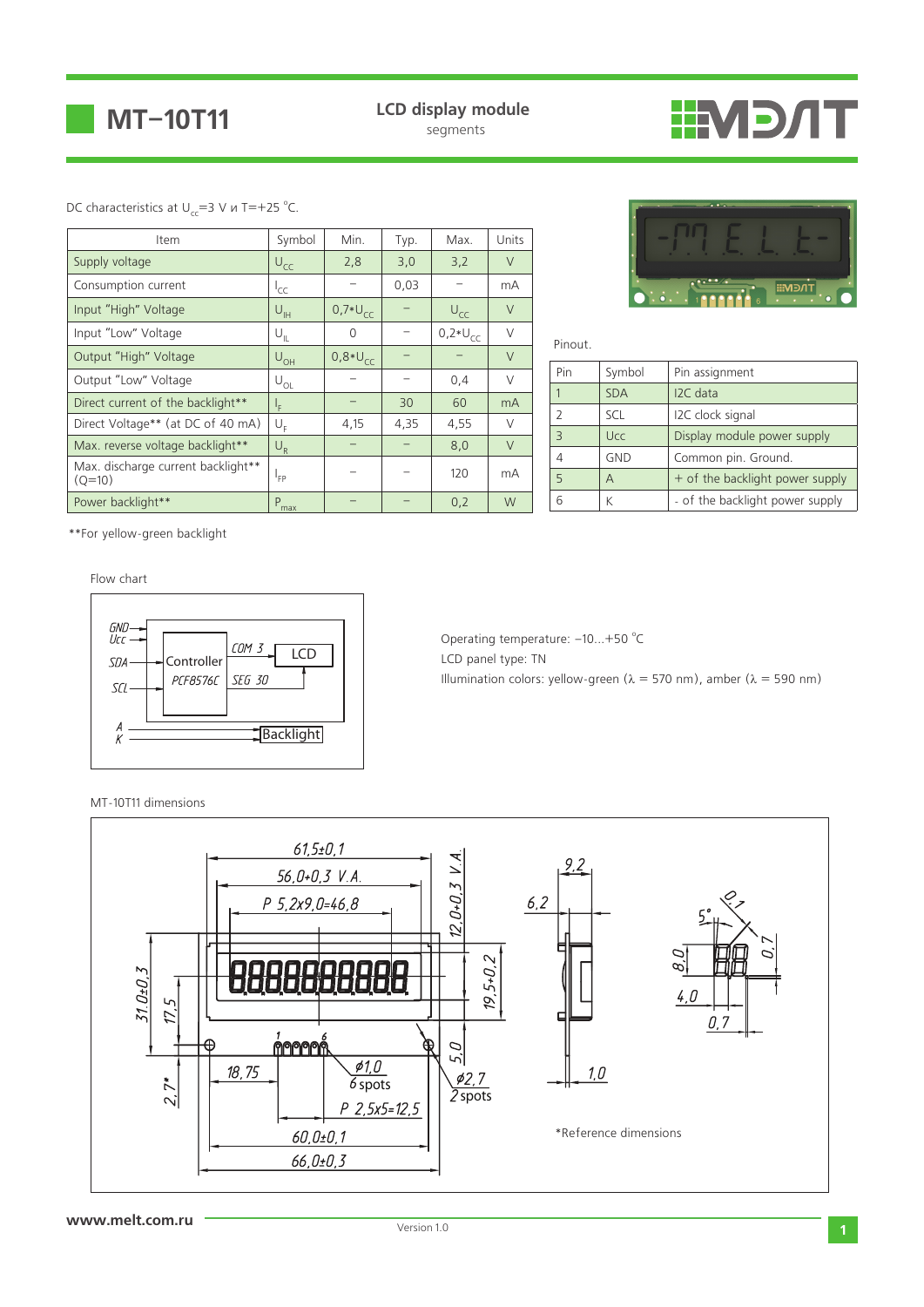# MT–10T11

**LCD display module**
segments

DC characteristics at $U_{cc}$=3 V и T=+25 °C.

| Item | Symbol | Min. | Typ. | Max. | Units |
|---|---|---|---|---|---|
| Supply voltage | $U_{CC}$ | 2,8 | 3,0 | 3,2 | V |
| Consumption current | $I_{CC}$ | – | 0,03 | – | mA |
| Input "High" Voltage | $U_{IH}$ | $0{,}7 \cdot U_{CC}$ | – | $U_{CC}$ | V |
| Input "Low" Voltage | $U_{IL}$ | 0 | – | $0{,}2 \cdot U_{CC}$ | V |
| Output "High" Voltage | $U_{OH}$ | $0{,}8 \cdot U_{CC}$ | – | – | V |
| Output "Low" Voltage | $U_{OL}$ | – | – | 0,4 | V |
| Direct current of the backlight** | $I_F$ | – | 30 | 60 | mA |
| Direct Voltage** (at DC of 40 mA) | $U_F$ | 4,15 | 4,35 | 4,55 | V |
| Max. reverse voltage backlight** | $U_R$ | – | – | 8,0 | V |
| Max. discharge current backlight** (Q=10) | $I_{FP}$ | – | – | 120 | mA |
| Power backlight** | $P_{max}$ | – | – | 0,2 | W |

**For yellow-green backlight

Pinout.

| Pin | Symbol | Pin assignment |
|---|---|---|
| 1 | SDA | I2C data |
| 2 | SCL | I2C clock signal |
| 3 | Ucc | Display module power supply |
| 4 | GND | Common pin. Ground. |
| 5 | A | + of the backlight power supply |
| 6 | K | - of the backlight power supply |

Flow chart

Operating temperature: −10...+50 °C
LCD panel type: TN
Illumination colors: yellow-green (λ = 570 nm), amber (λ = 590 nm)

MT-10T11 dimensions

*Reference dimensions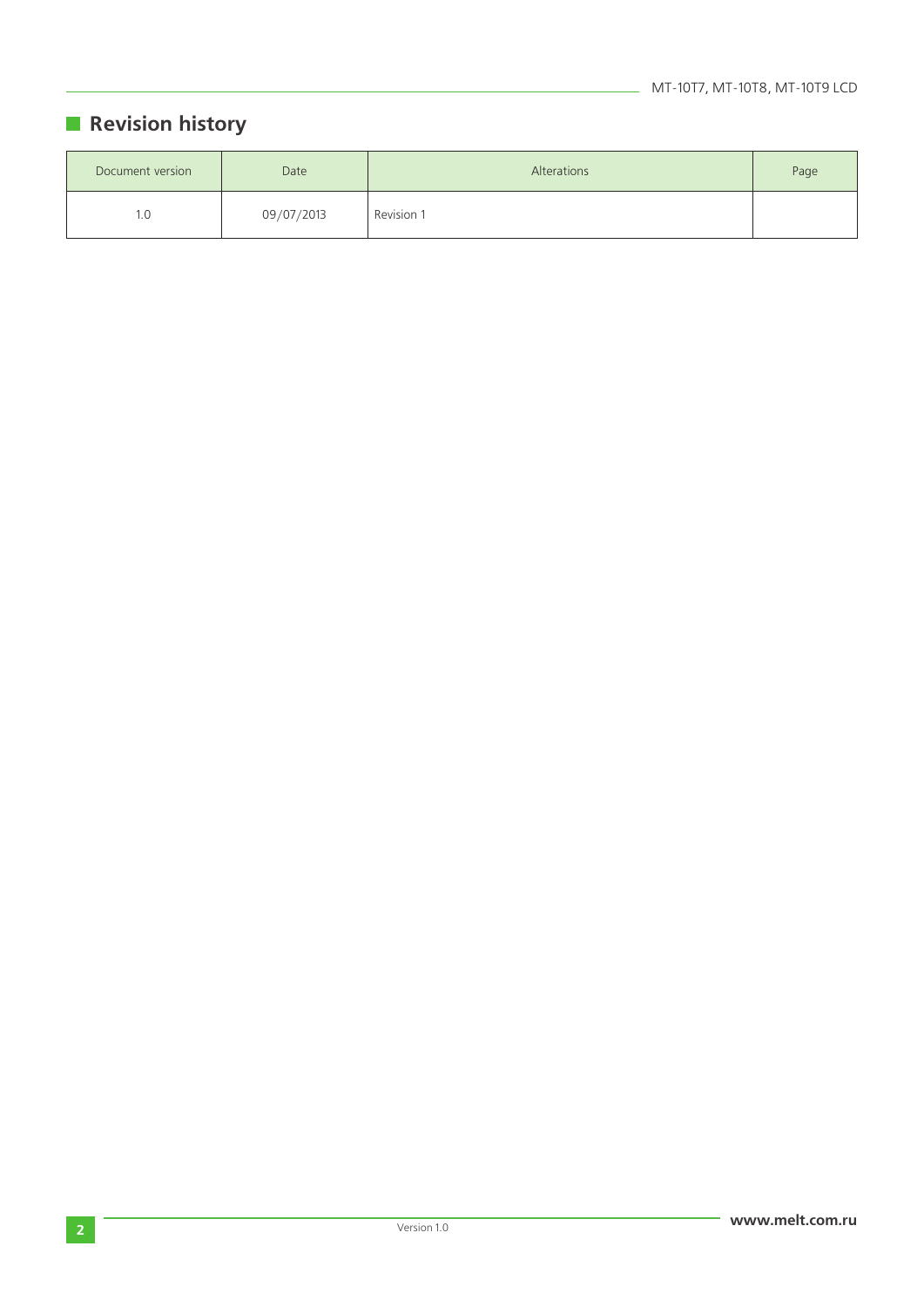## Revision history

| Document version | Date | Alterations | Page |
|---|---|---|---|
| 1.0 | 09/07/2013 | Revision 1 | |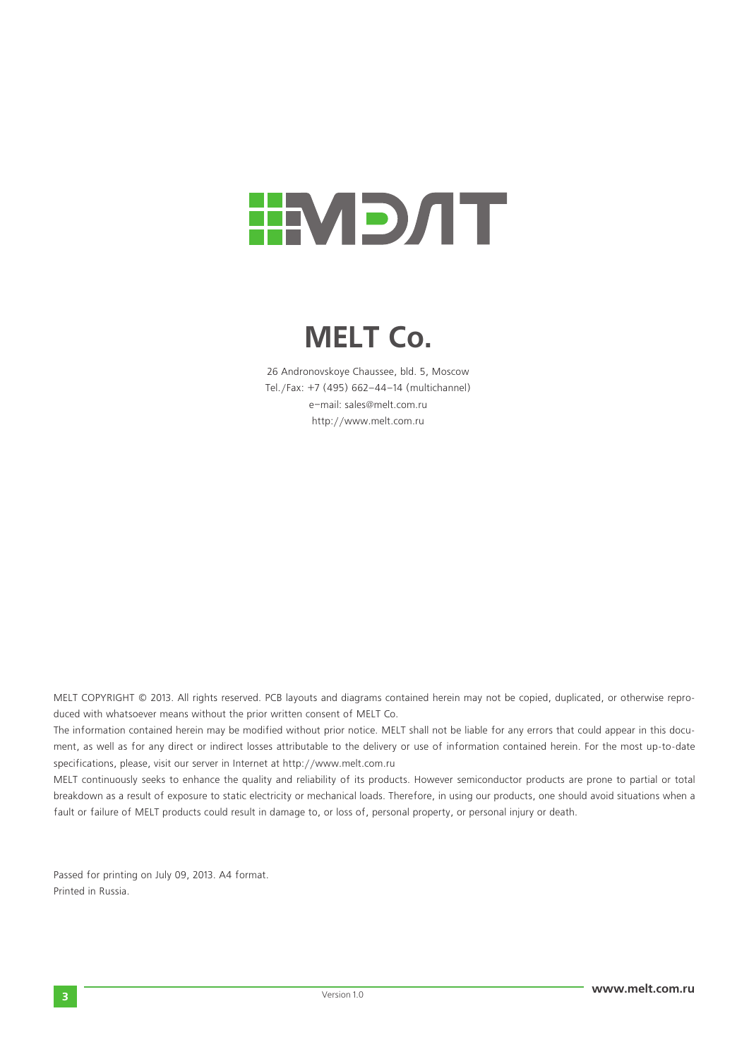# MELT Co.

26 Andronovskoye Chaussee, bld. 5, Moscow
Tel./Fax: +7 (495) 662–44–14 (multichannel)
e–mail: sales@melt.com.ru
http://www.melt.com.ru

MELT COPYRIGHT © 2013. All rights reserved. PCB layouts and diagrams contained herein may not be copied, duplicated, or otherwise reproduced with whatsoever means without the prior written consent of MELT Co.

The information contained herein may be modified without prior notice. MELT shall not be liable for any errors that could appear in this document, as well as for any direct or indirect losses attributable to the delivery or use of information contained herein. For the most up-to-date specifications, please, visit our server in Internet at http://www.melt.com.ru

MELT continuously seeks to enhance the quality and reliability of its products. However semiconductor products are prone to partial or total breakdown as a result of exposure to static electricity or mechanical loads. Therefore, in using our products, one should avoid situations when a fault or failure of MELT products could result in damage to, or loss of, personal property, or personal injury or death.

Passed for printing on July 09, 2013. A4 format.
Printed in Russia.